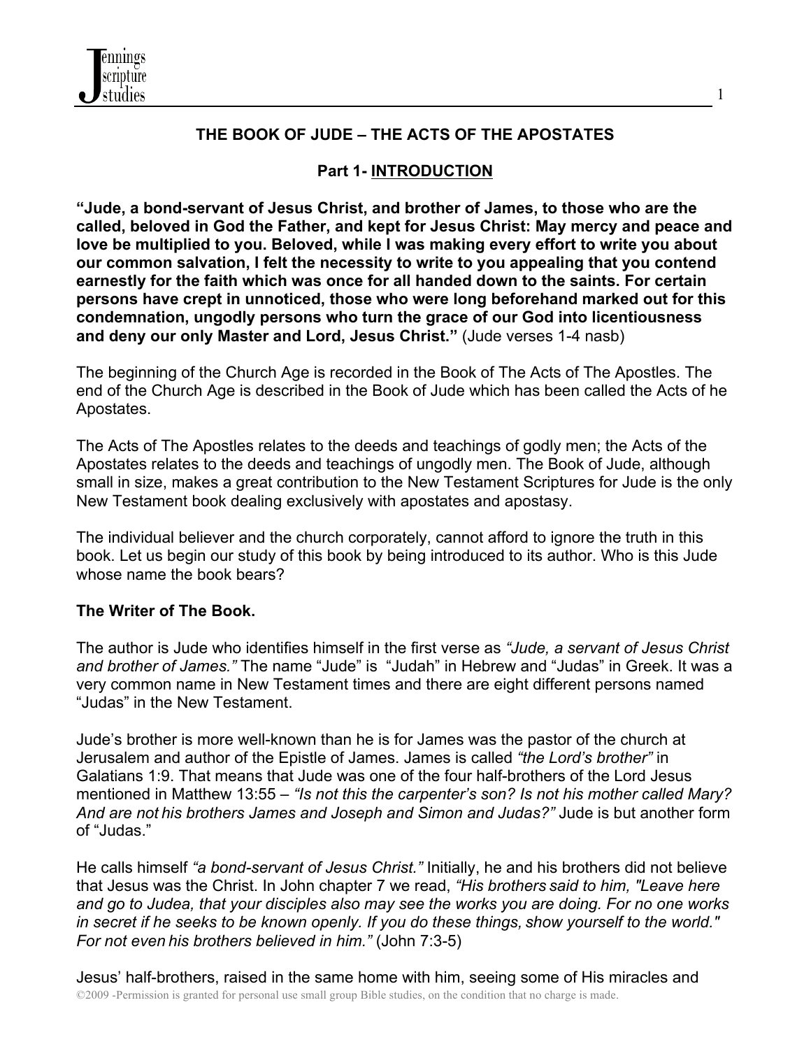## THE BOOK OF JUDE – THE ACTS OF THE APOSTATES

### Part 1- INTRODUCTION

**"Jude, a bond-servant of Jesus Christ, and brother of James, to those who are the called, beloved in God the Father, and kept for Jesus Christ: May mercy and peace and love be multiplied to you. Beloved, while I was making every effort to write you about our common salvation, I felt the necessity to write to you appealing that you contend earnestly for the faith which was once for all handed down to the saints. For certain persons have crept in unnoticed, those who were long beforehand marked out for this condemnation, ungodly persons who turn the grace of our God into licentiousness and deny our only Master and Lord, Jesus Christ."** (Jude verses 1-4 nasb)

The beginning of the Church Age is recorded in the Book of The Acts of The Apostles. The end of the Church Age is described in the Book of Jude which has been called the Acts of he Apostates.

The Acts of The Apostles relates to the deeds and teachings of godly men; the Acts of the Apostates relates to the deeds and teachings of ungodly men. The Book of Jude, although small in size, makes a great contribution to the New Testament Scriptures for Jude is the only New Testament book dealing exclusively with apostates and apostasy.

The individual believer and the church corporately, cannot afford to ignore the truth in this book. Let us begin our study of this book by being introduced to its author. Who is this Jude whose name the book bears?

**The Writer of The Book.**

The author is Jude who identifies himself in the first verse as *"Jude, a servant of Jesus Christ and brother of James."* The name "Jude" is "Judah" in Hebrew and "Judas" in Greek. It was a very common name in New Testament times and there are eight different persons named "Judas" in the New Testament.

Jude's brother is more well-known than he is for James was the pastor of the church at Jerusalem and author of the Epistle of James. James is called *"the Lord's brother"* in Galatians 1:9. That means that Jude was one of the four half-brothers of the Lord Jesus mentioned in Matthew 13:55 – *"Is not this the carpenter's son? Is not his mother called Mary? And are not his brothers James and Joseph and Simon and Judas?"* Jude is but another form of "Judas."

He calls himself *"a bond-servant of Jesus Christ."* Initially, he and his brothers did not believe that Jesus was the Christ. In John chapter 7 we read, *"His brothers said to him, "Leave here and go to Judea, that your disciples also may see the works you are doing. For no one works in secret if he seeks to be known openly. If you do these things, show yourself to the world." For not even his brothers believed in him."* (John 7:3-5)

Jesus' half-brothers, raised in the same home with him, seeing some of His miracles and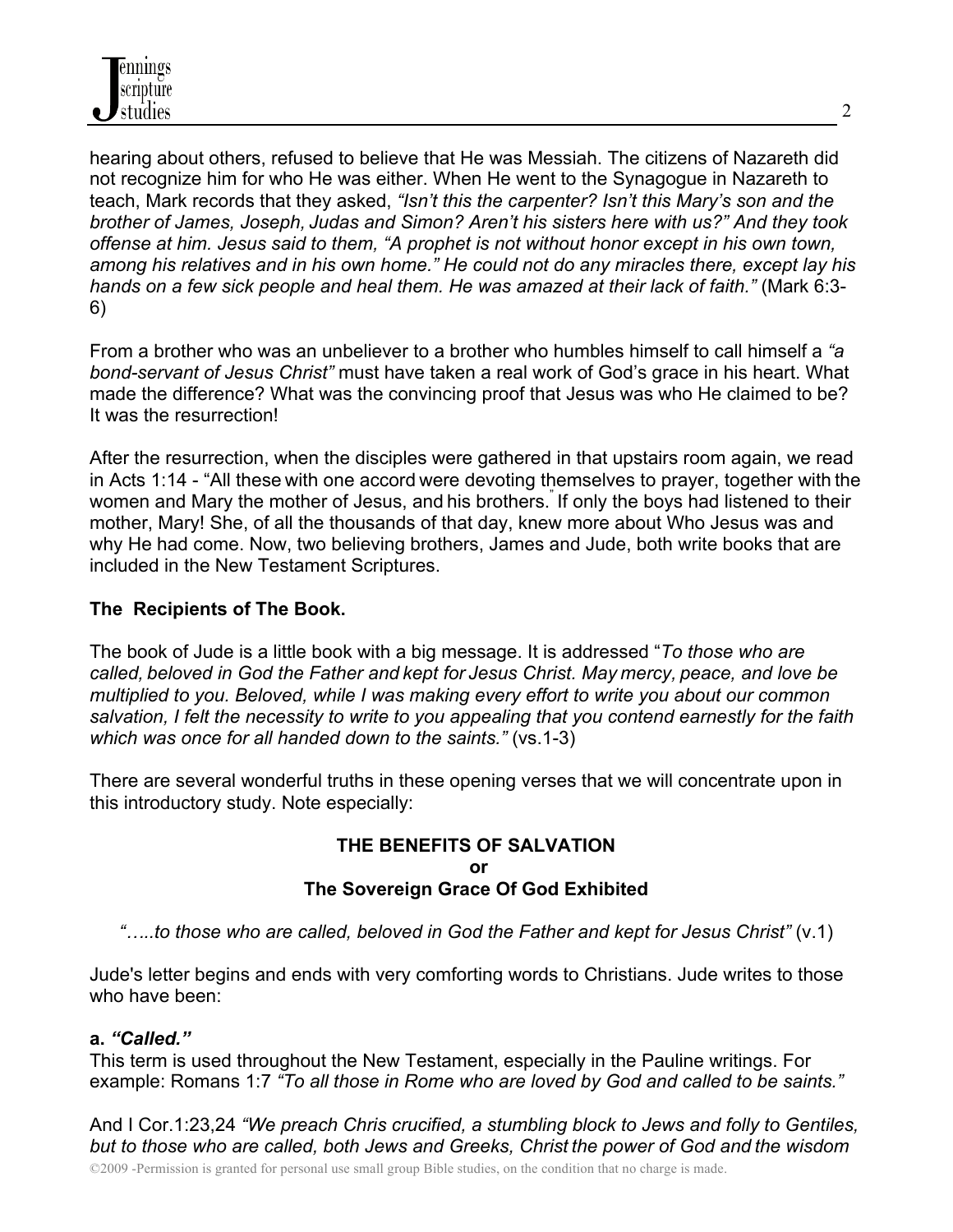hearing about others, refused to believe that He was Messiah. The citizens of Nazareth did not recognize him for who He was either. When He went to the Synagogue in Nazareth to teach, Mark records that they asked, *"Isn't this the carpenter? Isn't this Mary's son and the brother of James, Joseph, Judas and Simon? Aren't his sisters here with us?" And they took offense at him. Jesus said to them, "A prophet is not without honor except in his own town, among his relatives and in his own home." He could not do any miracles there, except lay his hands on a few sick people and heal them. He was amazed at their lack of faith."* (Mark 6:3-6)

From a brother who was an unbeliever to a brother who humbles himself to call himself a *"a bond-servant of Jesus Christ"* must have taken a real work of God's grace in his heart. What made the difference? What was the convincing proof that Jesus was who He claimed to be? It was the resurrection!

After the resurrection, when the disciples were gathered in that upstairs room again, we read in Acts 1:14 - "All these with one accord were devoting themselves to prayer, together with the women and Mary the mother of Jesus, and his brothers." If only the boys had listened to their mother, Mary! She, of all the thousands of that day, knew more about Who Jesus was and why He had come. Now, two believing brothers, James and Jude, both write books that are included in the New Testament Scriptures.

**The Recipients of The Book.**

The book of Jude is a little book with a big message. It is addressed "*To those who are called, beloved in God the Father and kept for Jesus Christ. May mercy, peace, and love be multiplied to you. Beloved, while I was making every effort to write you about our common salvation, I felt the necessity to write to you appealing that you contend earnestly for the faith which was once for all handed down to the saints."* (vs.1-3)

There are several wonderful truths in these opening verses that we will concentrate upon in this introductory study. Note especially:

**THE BENEFITS OF SALVATION**
**or**
**The Sovereign Grace Of God Exhibited**

*".....to those who are called, beloved in God the Father and kept for Jesus Christ"* (v.1)

Jude's letter begins and ends with very comforting words to Christians. Jude writes to those who have been:

**a. *"Called."***
This term is used throughout the New Testament, especially in the Pauline writings. For example: Romans 1:7 *"To all those in Rome who are loved by God and called to be saints."*

And I Cor.1:23,24 *"We preach Chris crucified, a stumbling block to Jews and folly to Gentiles, but to those who are called, both Jews and Greeks, Christ the power of God and the wisdom*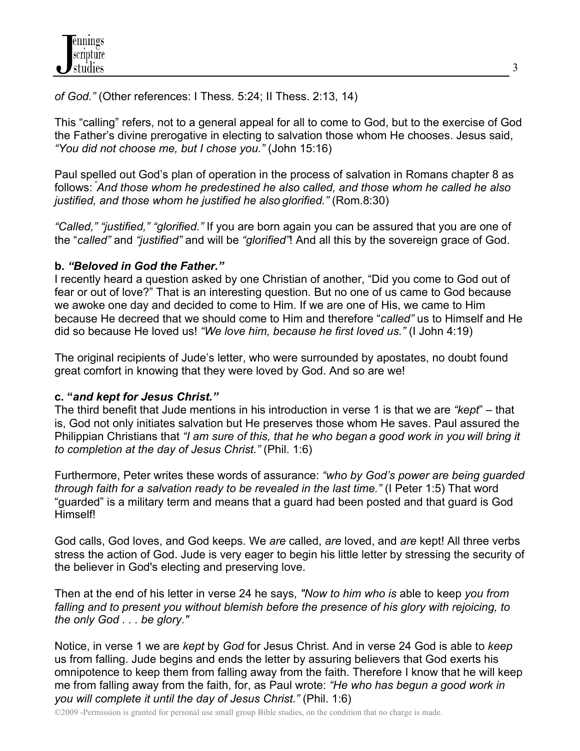*of God."* (Other references: I Thess. 5:24; II Thess. 2:13, 14)

This "calling" refers, not to a general appeal for all to come to God, but to the exercise of God the Father's divine prerogative in electing to salvation those whom He chooses. Jesus said, *"You did not choose me, but I chose you."* (John 15:16)

Paul spelled out God's plan of operation in the process of salvation in Romans chapter 8 as follows: *"And those whom he predestined he also called, and those whom he called he also justified, and those whom he justified he also glorified."* (Rom.8:30)

*"Called," "justified," "glorified."* If you are born again you can be assured that you are one of the "*called"* and *"justified"* and will be *"glorified"*! And all this by the sovereign grace of God.

**b. *"Beloved in God the Father."***

I recently heard a question asked by one Christian of another, "Did you come to God out of fear or out of love?" That is an interesting question. But no one of us came to God because we awoke one day and decided to come to Him. If we are one of His, we came to Him because He decreed that we should come to Him and therefore "*called"* us to Himself and He did so because He loved us! *"We love him, because he first loved us."* (I John 4:19)

The original recipients of Jude's letter, who were surrounded by apostates, no doubt found great comfort in knowing that they were loved by God. And so are we!

**c. "*and kept for Jesus Christ."***

The third benefit that Jude mentions in his introduction in verse 1 is that we are *"kept*" – that is, God not only initiates salvation but He preserves those whom He saves. Paul assured the Philippian Christians that *"I am sure of this, that he who began a good work in you will bring it to completion at the day of Jesus Christ."* (Phil. 1:6)

Furthermore, Peter writes these words of assurance: *"who by God's power are being guarded through faith for a salvation ready to be revealed in the last time."* (I Peter 1:5) That word "guarded" is a military term and means that a guard had been posted and that guard is God Himself!

God calls, God loves, and God keeps. We *are* called, *are* loved, and *are* kept! All three verbs stress the action of God. Jude is very eager to begin his little letter by stressing the security of the believer in God's electing and preserving love.

Then at the end of his letter in verse 24 he says, *"Now to him who is* able to keep *you from falling and to present you without blemish before the presence of his glory with rejoicing, to the only God . . . be glory."*

Notice, in verse 1 we are *kept* by *God* for Jesus Christ. And in verse 24 God is able to *keep* us from falling. Jude begins and ends the letter by assuring believers that God exerts his omnipotence to keep them from falling away from the faith. Therefore I know that he will keep me from falling away from the faith, for, as Paul wrote: *"He who has begun a good work in you will complete it until the day of Jesus Christ."* (Phil. 1:6)

©2009 -Permission is granted for personal use small group Bible studies, on the condition that no charge is made.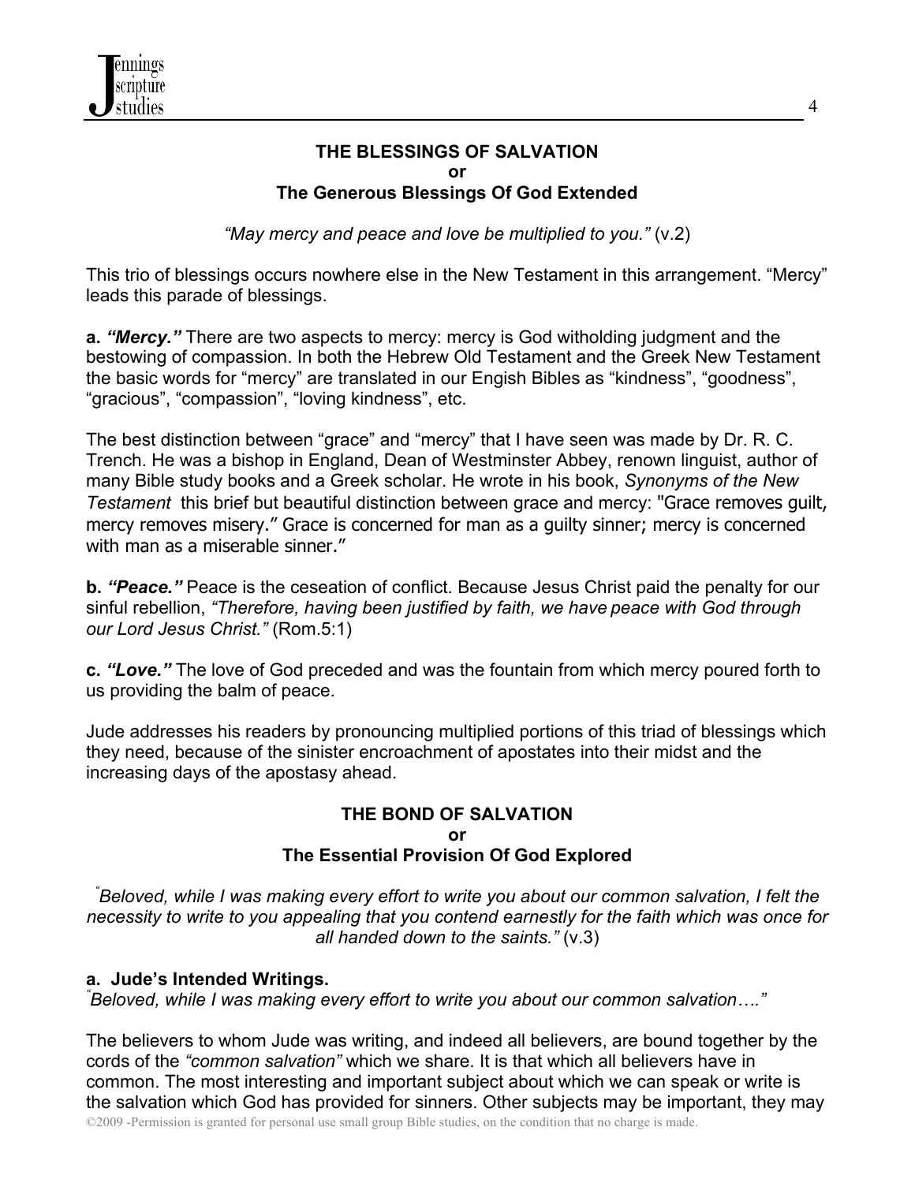**THE BLESSINGS OF SALVATION**
**or**
**The Generous Blessings Of God Extended**

*"May mercy and peace and love be multiplied to you."* (v.2)

This trio of blessings occurs nowhere else in the New Testament in this arrangement. "Mercy" leads this parade of blessings.

**a.** ***"Mercy."*** There are two aspects to mercy: mercy is God witholding judgment and the bestowing of compassion. In both the Hebrew Old Testament and the Greek New Testament the basic words for "mercy" are translated in our Engish Bibles as "kindness", "goodness", "gracious", "compassion", "loving kindness", etc.

The best distinction between "grace" and "mercy" that I have seen was made by Dr. R. C. Trench. He was a bishop in England, Dean of Westminster Abbey, renown linguist, author of many Bible study books and a Greek scholar. He wrote in his book, *Synonyms of the New Testament* this brief but beautiful distinction between grace and mercy: "Grace removes guilt, mercy removes misery." Grace is concerned for man as a guilty sinner; mercy is concerned with man as a miserable sinner."

**b.** ***"Peace."*** Peace is the ceseation of conflict. Because Jesus Christ paid the penalty for our sinful rebellion, *"Therefore, having been justified by faith, we have peace with God through our Lord Jesus Christ."* (Rom.5:1)

**c.** ***"Love."*** The love of God preceded and was the fountain from which mercy poured forth to us providing the balm of peace.

Jude addresses his readers by pronouncing multiplied portions of this triad of blessings which they need, because of the sinister encroachment of apostates into their midst and the increasing days of the apostasy ahead.

**THE BOND OF SALVATION**
**or**
**The Essential Provision Of God Explored**

*"Beloved, while I was making every effort to write you about our common salvation, I felt the necessity to write to you appealing that you contend earnestly for the faith which was once for all handed down to the saints."* (v.3)

**a. Jude's Intended Writings.**
*"Beloved, while I was making every effort to write you about our common salvation…."*

The believers to whom Jude was writing, and indeed all believers, are bound together by the cords of the *"common salvation"* which we share. It is that which all believers have in common. The most interesting and important subject about which we can speak or write is the salvation which God has provided for sinners. Other subjects may be important, they may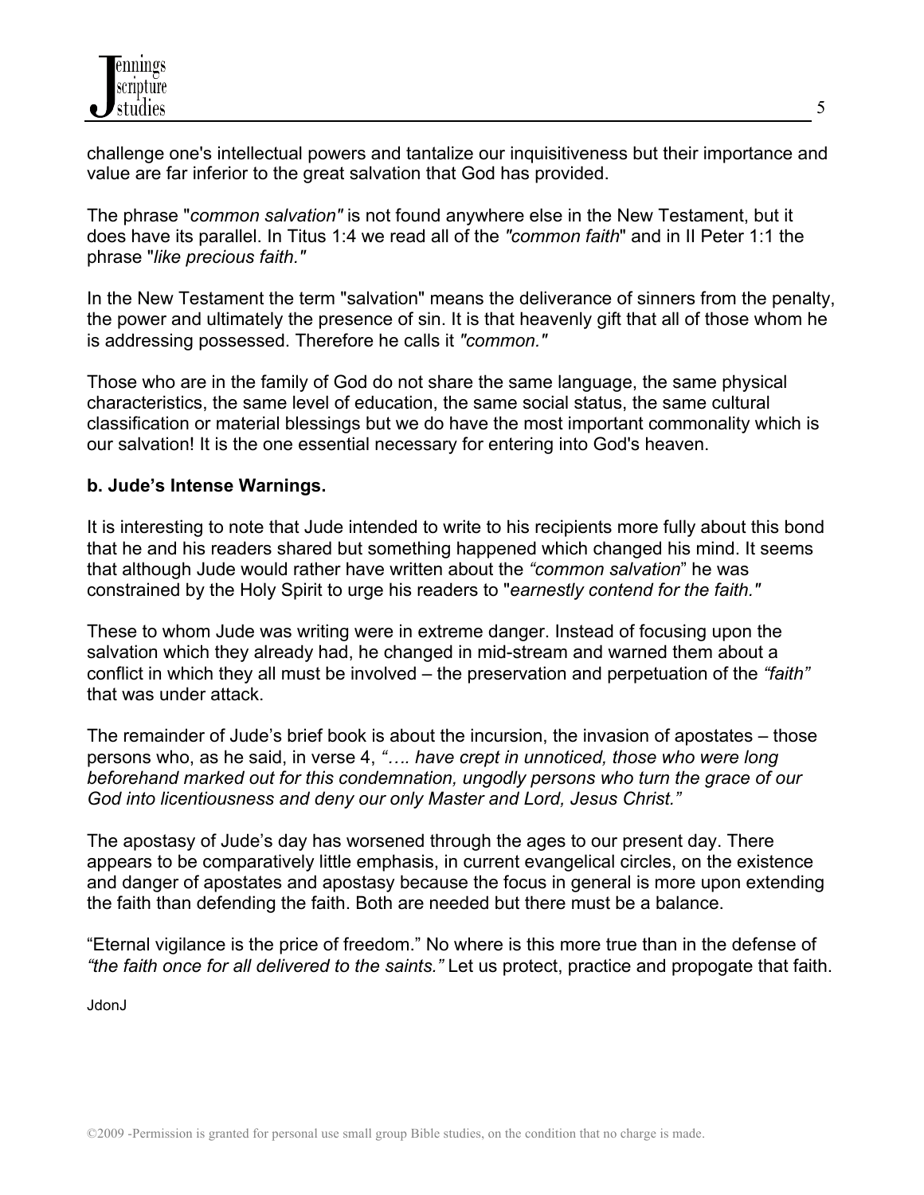challenge one's intellectual powers and tantalize our inquisitiveness but their importance and value are far inferior to the great salvation that God has provided.

The phrase "*common salvation"* is not found anywhere else in the New Testament, but it does have its parallel. In Titus 1:4 we read all of the *"common faith*" and in II Peter 1:1 the phrase "*like precious faith."*

In the New Testament the term "salvation" means the deliverance of sinners from the penalty, the power and ultimately the presence of sin. It is that heavenly gift that all of those whom he is addressing possessed. Therefore he calls it *"common."*

Those who are in the family of God do not share the same language, the same physical characteristics, the same level of education, the same social status, the same cultural classification or material blessings but we do have the most important commonality which is our salvation! It is the one essential necessary for entering into God's heaven.

**b. Jude's Intense Warnings.**

It is interesting to note that Jude intended to write to his recipients more fully about this bond that he and his readers shared but something happened which changed his mind. It seems that although Jude would rather have written about the *"common salvation*" he was constrained by the Holy Spirit to urge his readers to "*earnestly contend for the faith."*

These to whom Jude was writing were in extreme danger. Instead of focusing upon the salvation which they already had, he changed in mid-stream and warned them about a conflict in which they all must be involved – the preservation and perpetuation of the *"faith"* that was under attack.

The remainder of Jude's brief book is about the incursion, the invasion of apostates – those persons who, as he said, in verse 4, *"…. have crept in unnoticed, those who were long beforehand marked out for this condemnation, ungodly persons who turn the grace of our God into licentiousness and deny our only Master and Lord, Jesus Christ."*

The apostasy of Jude's day has worsened through the ages to our present day. There appears to be comparatively little emphasis, in current evangelical circles, on the existence and danger of apostates and apostasy because the focus in general is more upon extending the faith than defending the faith. Both are needed but there must be a balance.

"Eternal vigilance is the price of freedom." No where is this more true than in the defense of *"the faith once for all delivered to the saints."* Let us protect, practice and propogate that faith.

JdonJ

©2009 -Permission is granted for personal use small group Bible studies, on the condition that no charge is made.